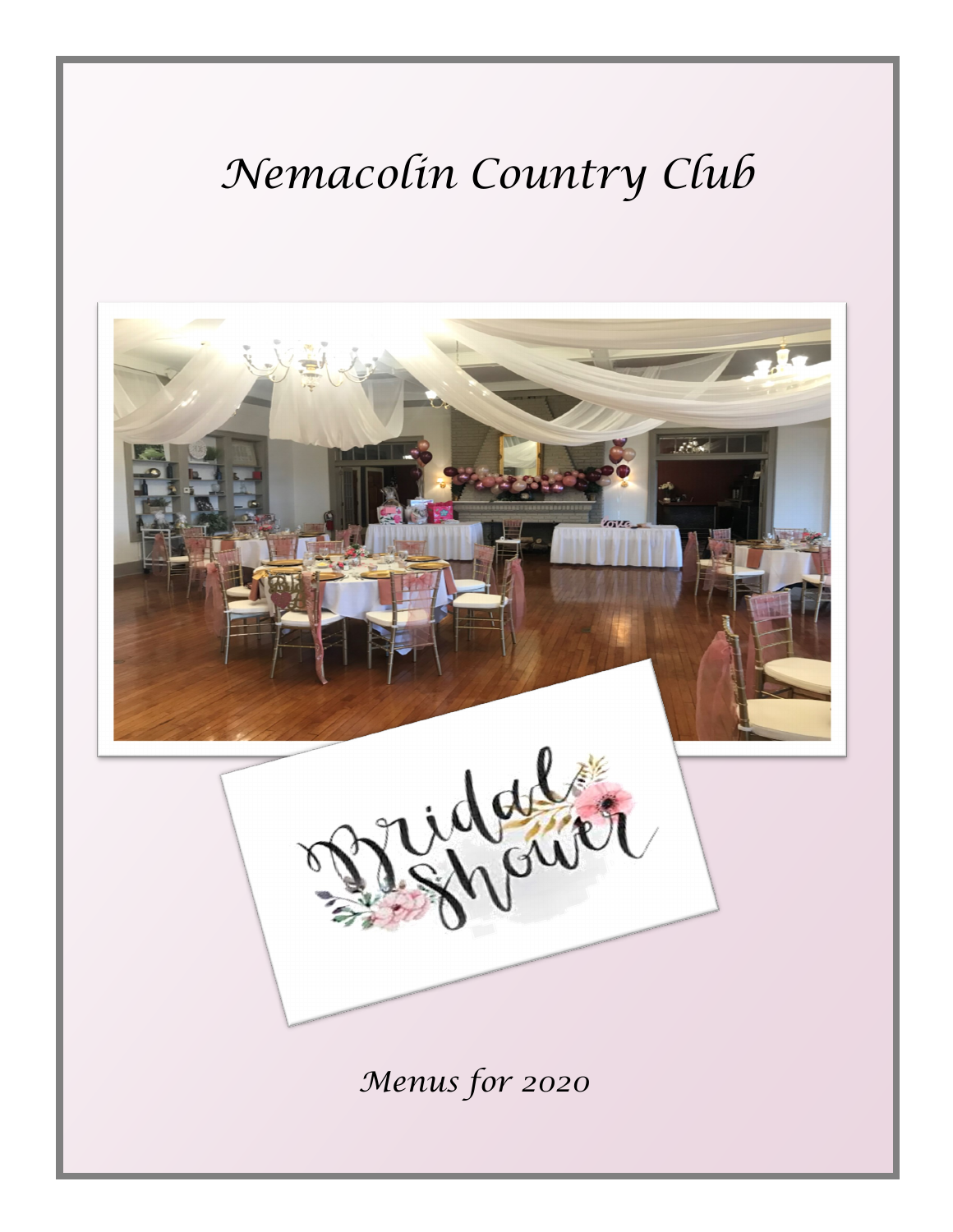# Nemacolin Country Club

Bridal Shower

*Menus for 2020*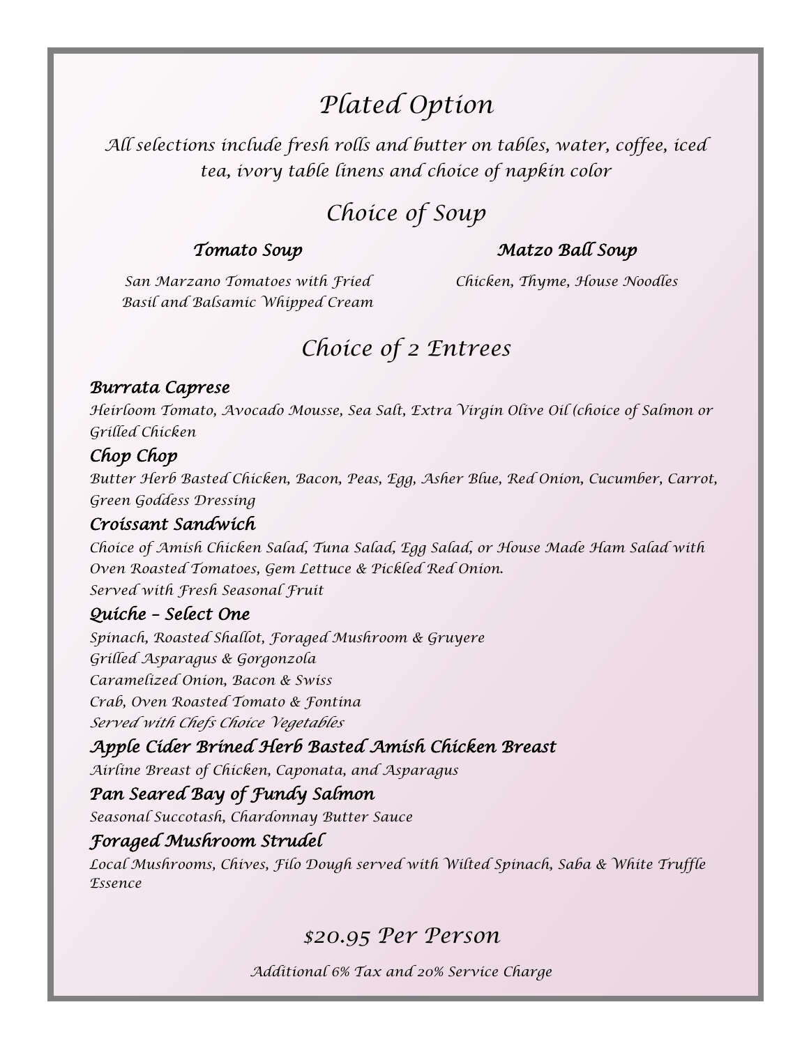# Plated Option

*All selections include fresh rolls and butter on tables, water, coffee, iced tea, ivory table linens and choice of napkin color*

## Choice of Soup

### Tomato Soup

*San Marzano Tomatoes with Fried Basil and Balsamic Whipped Cream*

### Matzo Ball Soup

*Chicken, Thyme, House Noodles*

## Choice of 2 Entrees

### Burrata Caprese

*Heirloom Tomato, Avocado Mousse, Sea Salt, Extra Virgin Olive Oil (choice of Salmon or Grilled Chicken*

### Chop Chop

*Butter Herb Basted Chicken, Bacon, Peas, Egg, Asher Blue, Red Onion, Cucumber, Carrot, Green Goddess Dressing*

### Croissant Sandwich

*Choice of Amish Chicken Salad, Tuna Salad, Egg Salad, or House Made Ham Salad with Oven Roasted Tomatoes, Gem Lettuce & Pickled Red Onion.*
*Served with Fresh Seasonal Fruit*

### Quiche – Select One

*Spinach, Roasted Shallot, Foraged Mushroom & Gruyere*
*Grilled Asparagus & Gorgonzola*
*Caramelized Onion, Bacon & Swiss*
*Crab, Oven Roasted Tomato & Fontina*
*Served with Chefs Choice Vegetables*

### Apple Cider Brined Herb Basted Amish Chicken Breast

*Airline Breast of Chicken, Caponata, and Asparagus*

### Pan Seared Bay of Fundy Salmon

*Seasonal Succotash, Chardonnay Butter Sauce*

### Foraged Mushroom Strudel

*Local Mushrooms, Chives, Filo Dough served with Wilted Spinach, Saba & White Truffle Essence*

## $20.95 Per Person

*Additional 6% Tax and 20% Service Charge*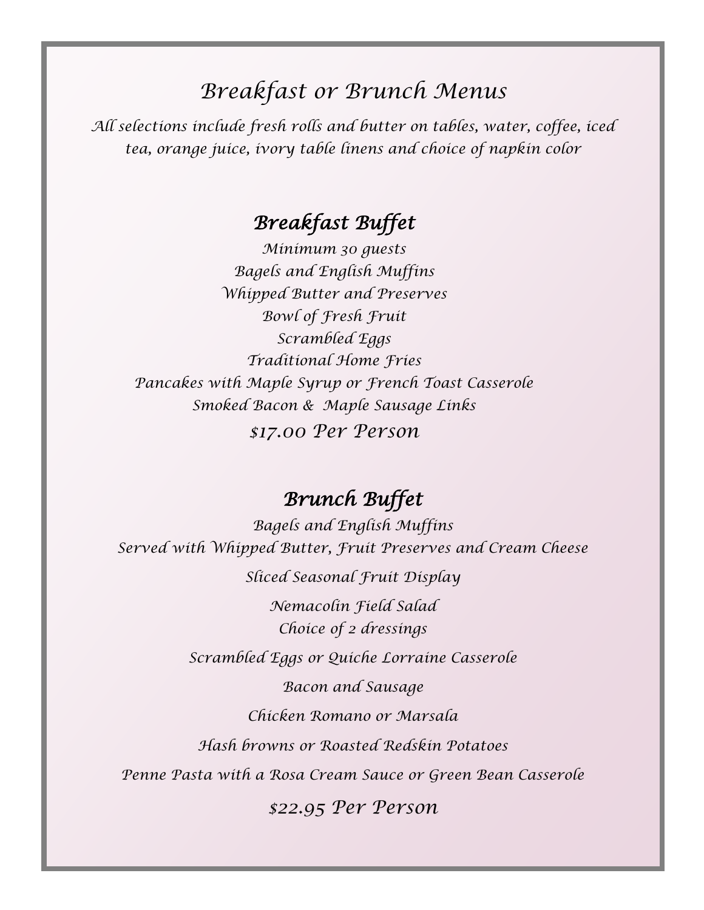# Breakfast or Brunch Menus

*All selections include fresh rolls and butter on tables, water, coffee, iced tea, orange juice, ivory table linens and choice of napkin color*

## Breakfast Buffet

Minimum 30 guests

Bagels and English Muffins

Whipped Butter and Preserves

Bowl of Fresh Fruit

Scrambled Eggs

Traditional Home Fries

Pancakes with Maple Syrup or French Toast Casserole

Smoked Bacon & Maple Sausage Links

$17.00 Per Person

## Brunch Buffet

Bagels and English Muffins

Served with Whipped Butter, Fruit Preserves and Cream Cheese

Sliced Seasonal Fruit Display

Nemacolin Field Salad

Choice of 2 dressings

Scrambled Eggs or Quiche Lorraine Casserole

Bacon and Sausage

Chicken Romano or Marsala

Hash browns or Roasted Redskin Potatoes

Penne Pasta with a Rosa Cream Sauce or Green Bean Casserole

$22.95 Per Person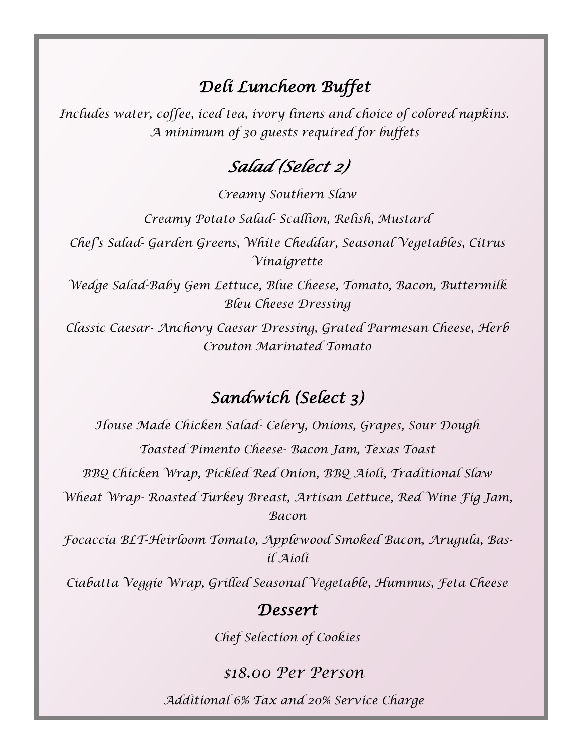# Deli Luncheon Buffet

*Includes water, coffee, iced tea, ivory linens and choice of colored napkins.*
*A minimum of 30 guests required for buffets*

## Salad (Select 2)

Creamy Southern Slaw

Creamy Potato Salad- Scallion, Relish, Mustard

Chef's Salad- Garden Greens, White Cheddar, Seasonal Vegetables, Citrus Vinaigrette

Wedge Salad-Baby Gem Lettuce, Blue Cheese, Tomato, Bacon, Buttermilk Bleu Cheese Dressing

Classic Caesar- Anchovy Caesar Dressing, Grated Parmesan Cheese, Herb Crouton Marinated Tomato

## Sandwich (Select 3)

House Made Chicken Salad- Celery, Onions, Grapes, Sour Dough

Toasted Pimento Cheese- Bacon Jam, Texas Toast

BBQ Chicken Wrap, Pickled Red Onion, BBQ Aioli, Traditional Slaw

Wheat Wrap- Roasted Turkey Breast, Artisan Lettuce, Red Wine Fig Jam, Bacon

Focaccia BLT-Heirloom Tomato, Applewood Smoked Bacon, Arugula, Basil Aioli

Ciabatta Veggie Wrap, Grilled Seasonal Vegetable, Hummus, Feta Cheese

## Dessert

Chef Selection of Cookies

### $18.00 Per Person

Additional 6% Tax and 20% Service Charge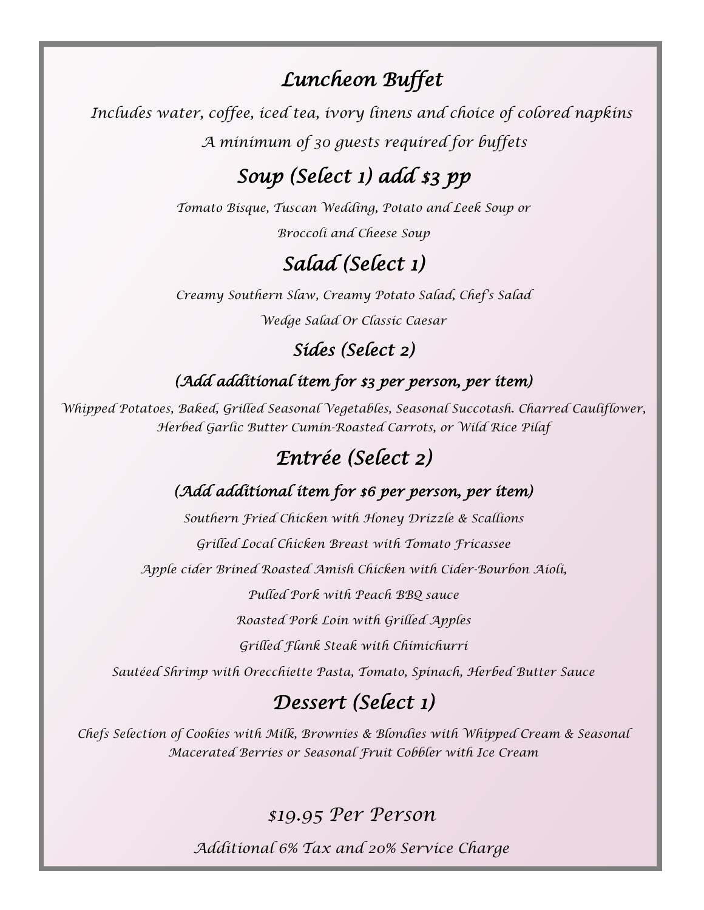# *Luncheon Buffet*

*Includes water, coffee, iced tea, ivory linens and choice of colored napkins*

*A minimum of 30 guests required for buffets*

## *Soup (Select 1) add $3 pp*

*Tomato Bisque, Tuscan Wedding, Potato and Leek Soup or*

*Broccoli and Cheese Soup*

## *Salad (Select 1)*

*Creamy Southern Slaw, Creamy Potato Salad, Chef's Salad*

*Wedge Salad Or Classic Caesar*

### *Sides (Select 2)*

### *(Add additional item for $3 per person, per item)*

*Whipped Potatoes, Baked, Grilled Seasonal Vegetables, Seasonal Succotash. Charred Cauliflower, Herbed Garlic Butter Cumin-Roasted Carrots, or Wild Rice Pilaf*

## *Entrée (Select 2)*

### *(Add additional item for $6 per person, per item)*

*Southern Fried Chicken with Honey Drizzle & Scallions*

*Grilled Local Chicken Breast with Tomato Fricassee*

*Apple cider Brined Roasted Amish Chicken with Cider-Bourbon Aioli,*

*Pulled Pork with Peach BBQ sauce*

*Roasted Pork Loin with Grilled Apples*

*Grilled Flank Steak with Chimichurri*

*Sautéed Shrimp with Orecchiette Pasta, Tomato, Spinach, Herbed Butter Sauce*

## *Dessert (Select 1)*

*Chefs Selection of Cookies with Milk, Brownies & Blondies with Whipped Cream & Seasonal Macerated Berries or Seasonal Fruit Cobbler with Ice Cream*

*$19.95 Per Person*

*Additional 6% Tax and 20% Service Charge*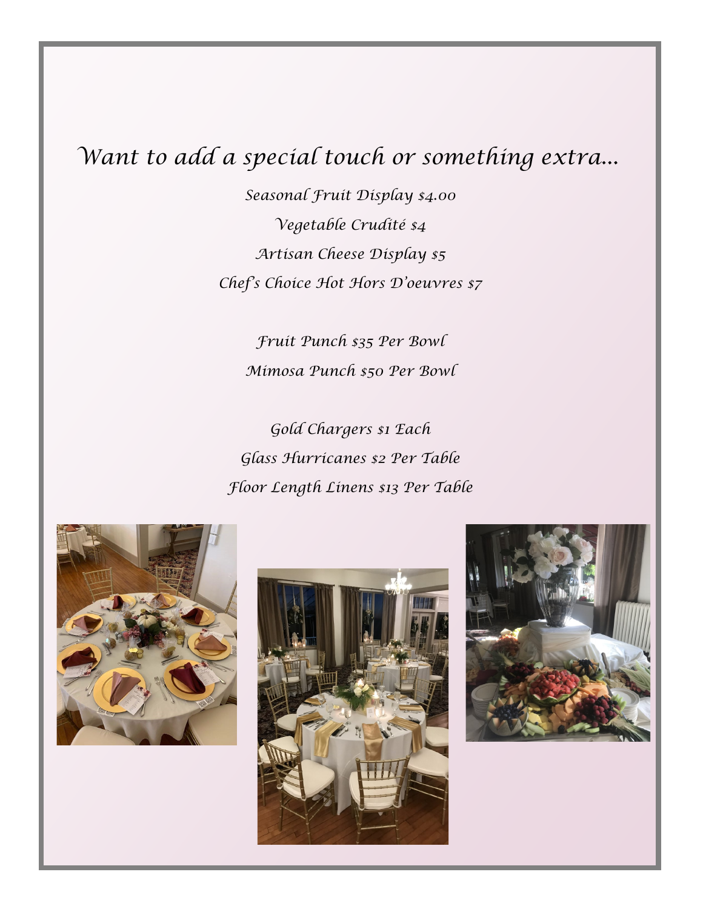# *Want to add a special touch or something extra…*

*Seasonal Fruit Display $4.00*

*Vegetable Crudité $4*

*Artisan Cheese Display $5*

*Chef's Choice Hot Hors D'oeuvres $7*

*Fruit Punch $35 Per Bowl*

*Mimosa Punch $50 Per Bowl*

*Gold Chargers $1 Each*

*Glass Hurricanes $2 Per Table*

*Floor Length Linens $13 Per Table*